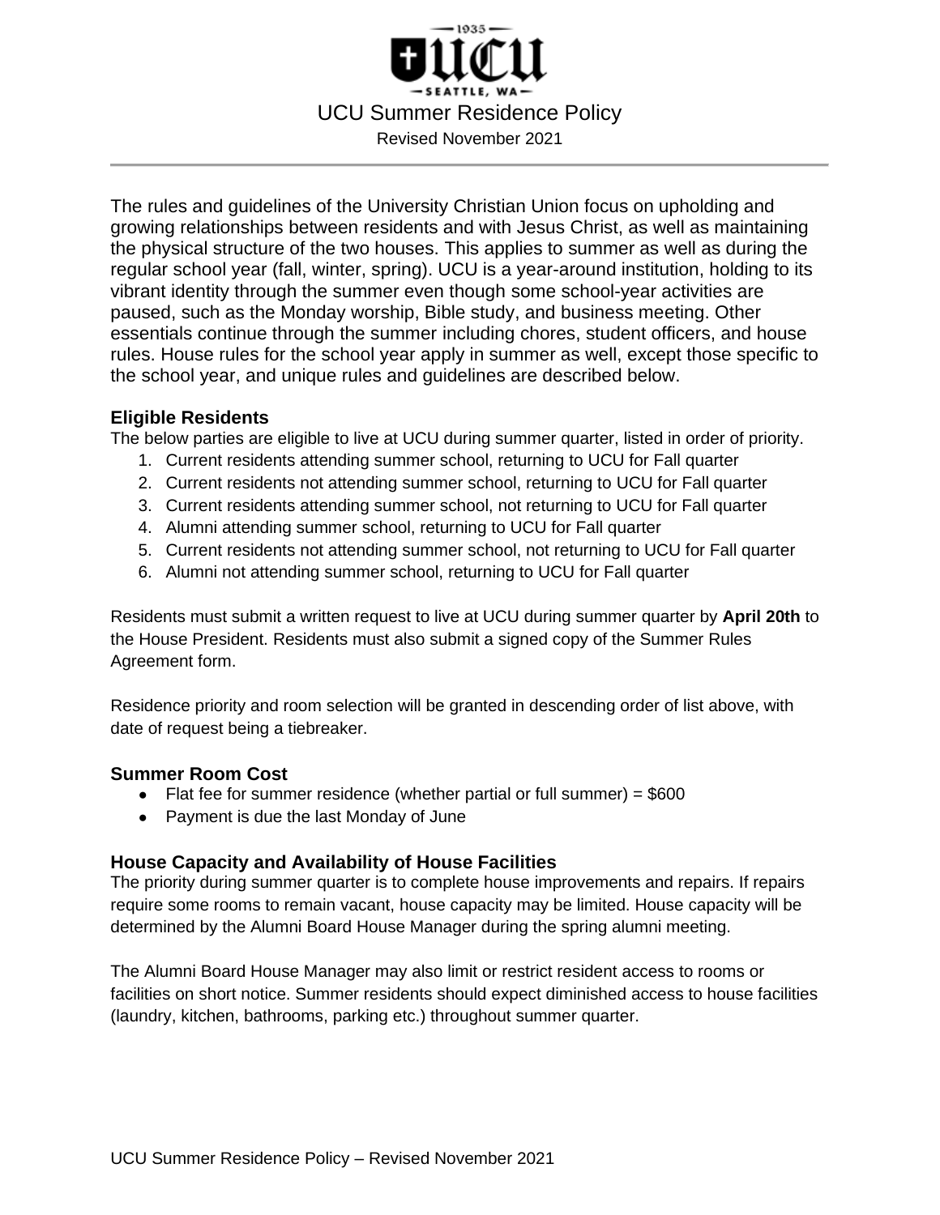# UCU Summer Residence Policy

Revised November 2021

The rules and guidelines of the University Christian Union focus on upholding and growing relationships between residents and with Jesus Christ, as well as maintaining the physical structure of the two houses. This applies to summer as well as during the regular school year (fall, winter, spring). UCU is a year-around institution, holding to its vibrant identity through the summer even though some school-year activities are paused, such as the Monday worship, Bible study, and business meeting. Other essentials continue through the summer including chores, student officers, and house rules. House rules for the school year apply in summer as well, except those specific to the school year, and unique rules and guidelines are described below.

### Eligible Residents

The below parties are eligible to live at UCU during summer quarter, listed in order of priority.

1. Current residents attending summer school, returning to UCU for Fall quarter
2. Current residents not attending summer school, returning to UCU for Fall quarter
3. Current residents attending summer school, not returning to UCU for Fall quarter
4. Alumni attending summer school, returning to UCU for Fall quarter
5. Current residents not attending summer school, not returning to UCU for Fall quarter
6. Alumni not attending summer school, returning to UCU for Fall quarter

Residents must submit a written request to live at UCU during summer quarter by **April 20th** to the House President. Residents must also submit a signed copy of the Summer Rules Agreement form.

Residence priority and room selection will be granted in descending order of list above, with date of request being a tiebreaker.

### Summer Room Cost

- Flat fee for summer residence (whether partial or full summer) = $600
- Payment is due the last Monday of June

### House Capacity and Availability of House Facilities

The priority during summer quarter is to complete house improvements and repairs. If repairs require some rooms to remain vacant, house capacity may be limited. House capacity will be determined by the Alumni Board House Manager during the spring alumni meeting.

The Alumni Board House Manager may also limit or restrict resident access to rooms or facilities on short notice. Summer residents should expect diminished access to house facilities (laundry, kitchen, bathrooms, parking etc.) throughout summer quarter.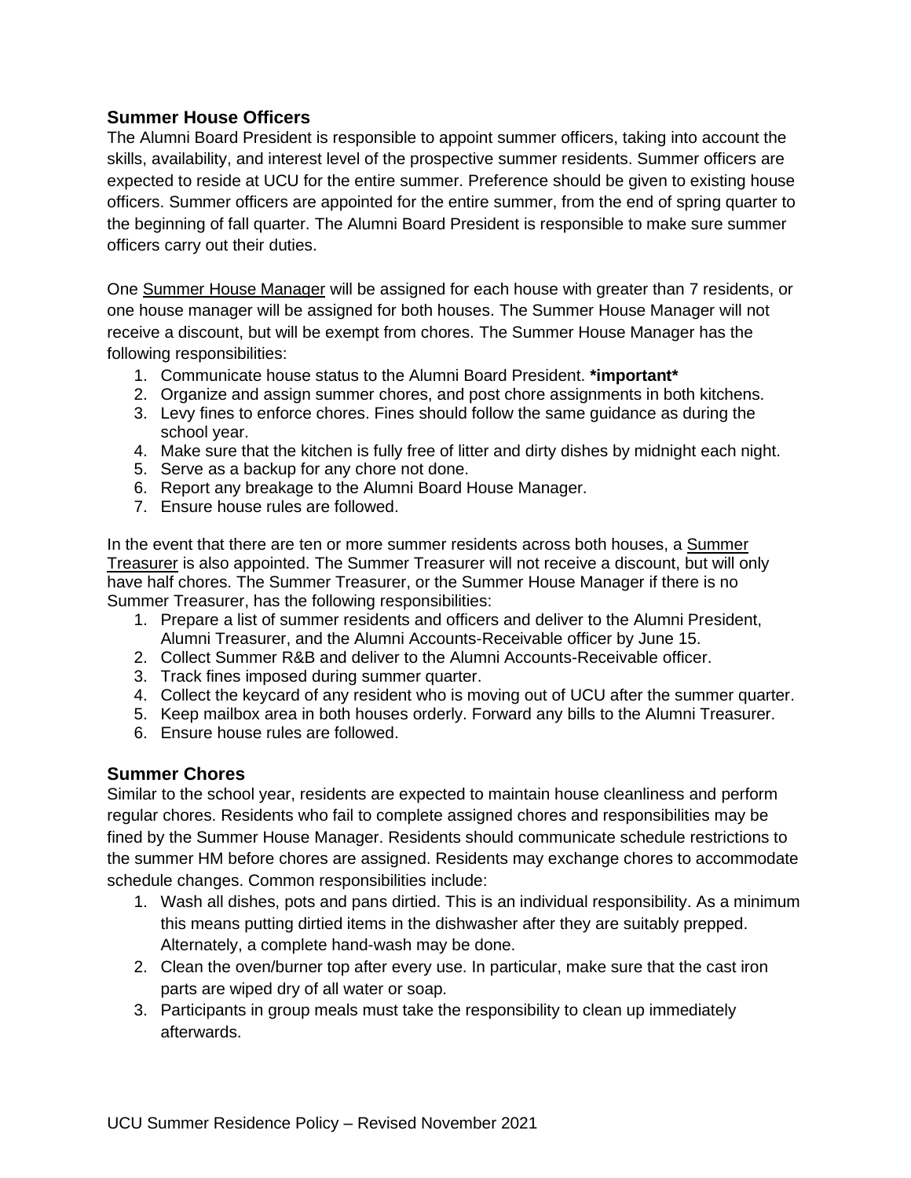## Summer House Officers

The Alumni Board President is responsible to appoint summer officers, taking into account the skills, availability, and interest level of the prospective summer residents. Summer officers are expected to reside at UCU for the entire summer. Preference should be given to existing house officers. Summer officers are appointed for the entire summer, from the end of spring quarter to the beginning of fall quarter. The Alumni Board President is responsible to make sure summer officers carry out their duties.

One Summer House Manager will be assigned for each house with greater than 7 residents, or one house manager will be assigned for both houses. The Summer House Manager will not receive a discount, but will be exempt from chores. The Summer House Manager has the following responsibilities:

1. Communicate house status to the Alumni Board President. ***important***
2. Organize and assign summer chores, and post chore assignments in both kitchens.
3. Levy fines to enforce chores. Fines should follow the same guidance as during the school year.
4. Make sure that the kitchen is fully free of litter and dirty dishes by midnight each night.
5. Serve as a backup for any chore not done.
6. Report any breakage to the Alumni Board House Manager.
7. Ensure house rules are followed.

In the event that there are ten or more summer residents across both houses, a Summer Treasurer is also appointed. The Summer Treasurer will not receive a discount, but will only have half chores. The Summer Treasurer, or the Summer House Manager if there is no Summer Treasurer, has the following responsibilities:

1. Prepare a list of summer residents and officers and deliver to the Alumni President, Alumni Treasurer, and the Alumni Accounts-Receivable officer by June 15.
2. Collect Summer R&B and deliver to the Alumni Accounts-Receivable officer.
3. Track fines imposed during summer quarter.
4. Collect the keycard of any resident who is moving out of UCU after the summer quarter.
5. Keep mailbox area in both houses orderly. Forward any bills to the Alumni Treasurer.
6. Ensure house rules are followed.

## Summer Chores

Similar to the school year, residents are expected to maintain house cleanliness and perform regular chores. Residents who fail to complete assigned chores and responsibilities may be fined by the Summer House Manager. Residents should communicate schedule restrictions to the summer HM before chores are assigned. Residents may exchange chores to accommodate schedule changes. Common responsibilities include:

1. Wash all dishes, pots and pans dirtied. This is an individual responsibility. As a minimum this means putting dirtied items in the dishwasher after they are suitably prepped. Alternately, a complete hand-wash may be done.
2. Clean the oven/burner top after every use. In particular, make sure that the cast iron parts are wiped dry of all water or soap.
3. Participants in group meals must take the responsibility to clean up immediately afterwards.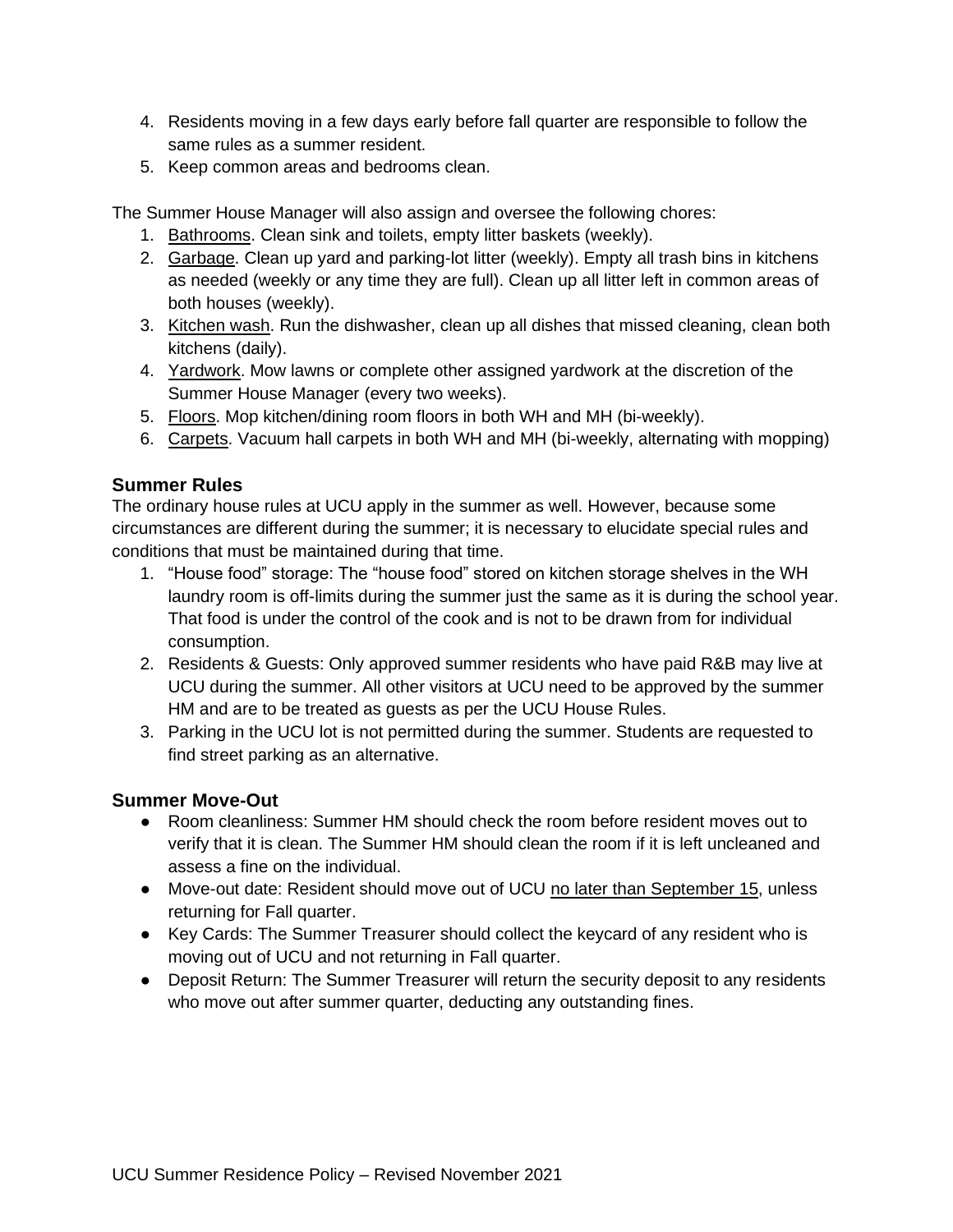4. Residents moving in a few days early before fall quarter are responsible to follow the same rules as a summer resident.
5. Keep common areas and bedrooms clean.

The Summer House Manager will also assign and oversee the following chores:

1. Bathrooms. Clean sink and toilets, empty litter baskets (weekly).
2. Garbage. Clean up yard and parking-lot litter (weekly). Empty all trash bins in kitchens as needed (weekly or any time they are full). Clean up all litter left in common areas of both houses (weekly).
3. Kitchen wash. Run the dishwasher, clean up all dishes that missed cleaning, clean both kitchens (daily).
4. Yardwork. Mow lawns or complete other assigned yardwork at the discretion of the Summer House Manager (every two weeks).
5. Floors. Mop kitchen/dining room floors in both WH and MH (bi-weekly).
6. Carpets. Vacuum hall carpets in both WH and MH (bi-weekly, alternating with mopping)

### Summer Rules

The ordinary house rules at UCU apply in the summer as well. However, because some circumstances are different during the summer; it is necessary to elucidate special rules and conditions that must be maintained during that time.

1. "House food" storage: The "house food" stored on kitchen storage shelves in the WH laundry room is off-limits during the summer just the same as it is during the school year. That food is under the control of the cook and is not to be drawn from for individual consumption.
2. Residents & Guests: Only approved summer residents who have paid R&B may live at UCU during the summer. All other visitors at UCU need to be approved by the summer HM and are to be treated as guests as per the UCU House Rules.
3. Parking in the UCU lot is not permitted during the summer. Students are requested to find street parking as an alternative.

### Summer Move-Out

- Room cleanliness: Summer HM should check the room before resident moves out to verify that it is clean. The Summer HM should clean the room if it is left uncleaned and assess a fine on the individual.
- Move-out date: Resident should move out of UCU no later than September 15, unless returning for Fall quarter.
- Key Cards: The Summer Treasurer should collect the keycard of any resident who is moving out of UCU and not returning in Fall quarter.
- Deposit Return: The Summer Treasurer will return the security deposit to any residents who move out after summer quarter, deducting any outstanding fines.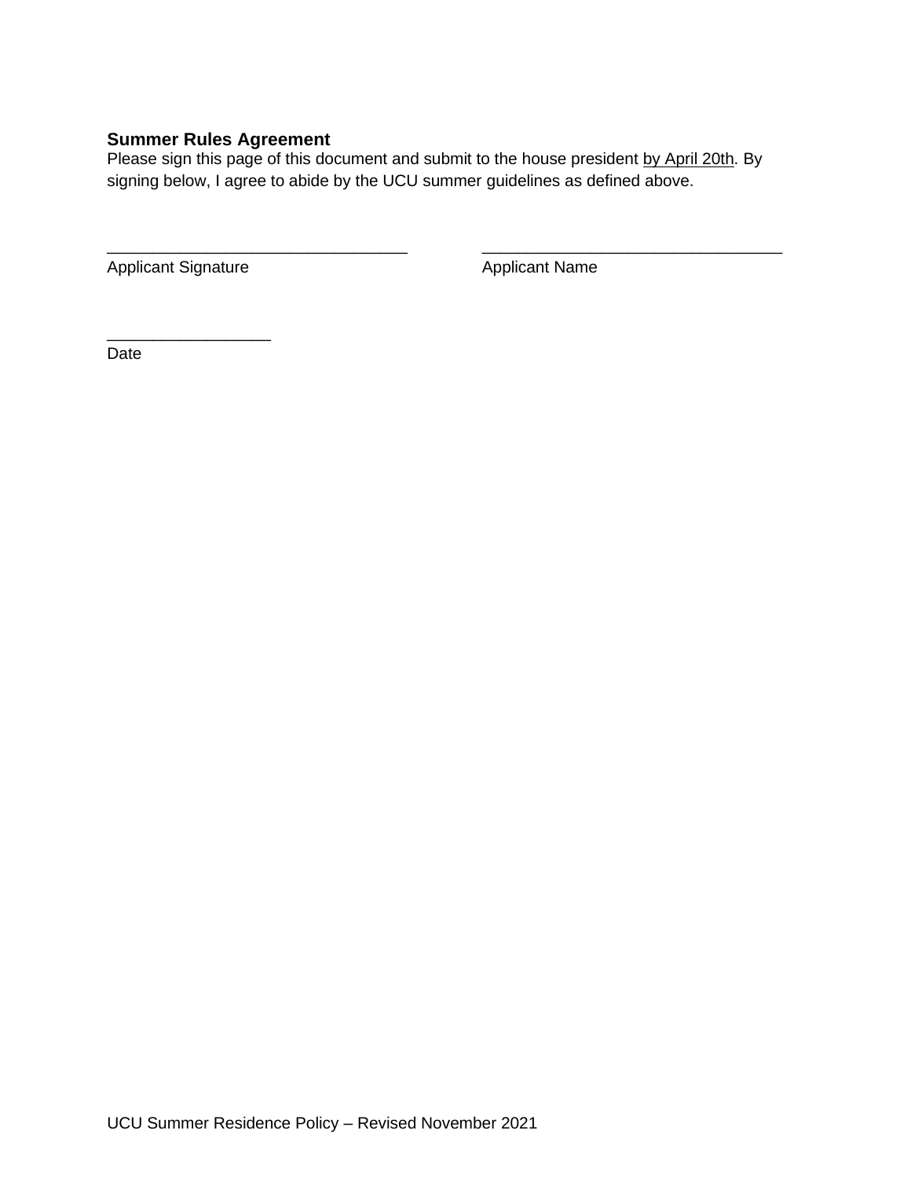**Summer Rules Agreement**

Please sign this page of this document and submit to the house president <u>by April 20th</u>. By signing below, I agree to abide by the UCU summer guidelines as defined above.

_________________________________ _________________________________

Applicant Signature Applicant Name

__________________

Date